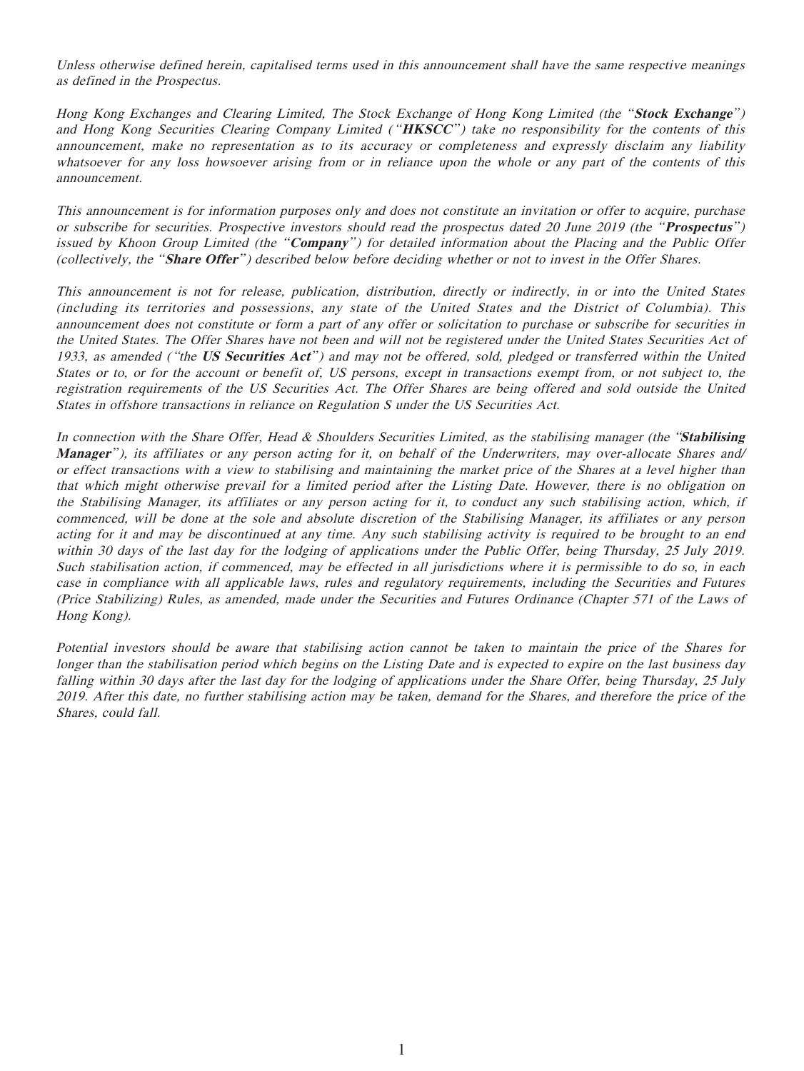*Unless otherwise defined herein, capitalised terms used in this announcement shall have the same respective meanings as defined in the Prospectus.*

*Hong Kong Exchanges and Clearing Limited, The Stock Exchange of Hong Kong Limited (the "**Stock Exchange**") and Hong Kong Securities Clearing Company Limited ("**HKSCC**") take no responsibility for the contents of this announcement, make no representation as to its accuracy or completeness and expressly disclaim any liability whatsoever for any loss howsoever arising from or in reliance upon the whole or any part of the contents of this announcement.*

*This announcement is for information purposes only and does not constitute an invitation or offer to acquire, purchase or subscribe for securities. Prospective investors should read the prospectus dated 20 June 2019 (the "**Prospectus**") issued by Khoon Group Limited (the "**Company**") for detailed information about the Placing and the Public Offer (collectively, the "**Share Offer**") described below before deciding whether or not to invest in the Offer Shares.*

*This announcement is not for release, publication, distribution, directly or indirectly, in or into the United States (including its territories and possessions, any state of the United States and the District of Columbia). This announcement does not constitute or form a part of any offer or solicitation to purchase or subscribe for securities in the United States. The Offer Shares have not been and will not be registered under the United States Securities Act of 1933, as amended ("the **US Securities Act**") and may not be offered, sold, pledged or transferred within the United States or to, or for the account or benefit of, US persons, except in transactions exempt from, or not subject to, the registration requirements of the US Securities Act. The Offer Shares are being offered and sold outside the United States in offshore transactions in reliance on Regulation S under the US Securities Act.*

*In connection with the Share Offer, Head & Shoulders Securities Limited, as the stabilising manager (the "**Stabilising Manager**"), its affiliates or any person acting for it, on behalf of the Underwriters, may over-allocate Shares and/or effect transactions with a view to stabilising and maintaining the market price of the Shares at a level higher than that which might otherwise prevail for a limited period after the Listing Date. However, there is no obligation on the Stabilising Manager, its affiliates or any person acting for it, to conduct any such stabilising action, which, if commenced, will be done at the sole and absolute discretion of the Stabilising Manager, its affiliates or any person acting for it and may be discontinued at any time. Any such stabilising activity is required to be brought to an end within 30 days of the last day for the lodging of applications under the Public Offer, being Thursday, 25 July 2019. Such stabilisation action, if commenced, may be effected in all jurisdictions where it is permissible to do so, in each case in compliance with all applicable laws, rules and regulatory requirements, including the Securities and Futures (Price Stabilizing) Rules, as amended, made under the Securities and Futures Ordinance (Chapter 571 of the Laws of Hong Kong).*

*Potential investors should be aware that stabilising action cannot be taken to maintain the price of the Shares for longer than the stabilisation period which begins on the Listing Date and is expected to expire on the last business day falling within 30 days after the last day for the lodging of applications under the Share Offer, being Thursday, 25 July 2019. After this date, no further stabilising action may be taken, demand for the Shares, and therefore the price of the Shares, could fall.*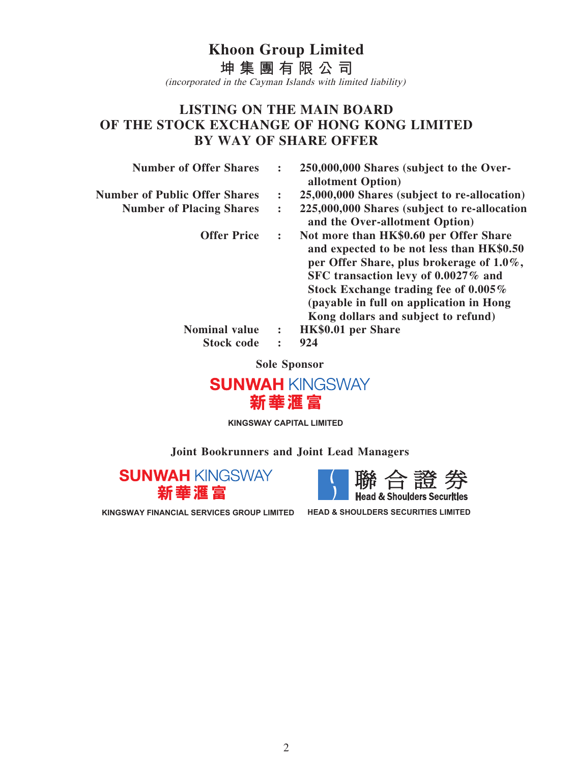# Khoon Group Limited

# 坤集團有限公司

*(incorporated in the Cayman Islands with limited liability)*

## LISTING ON THE MAIN BOARD OF THE STOCK EXCHANGE OF HONG KONG LIMITED BY WAY OF SHARE OFFER

| | | |
|---|---|---|
| **Number of Offer Shares** | **:** | **250,000,000 Shares (subject to the Over-allotment Option)** |
| **Number of Public Offer Shares** | **:** | **25,000,000 Shares (subject to re-allocation)** |
| **Number of Placing Shares** | **:** | **225,000,000 Shares (subject to re-allocation and the Over-allotment Option)** |
| **Offer Price** | **:** | **Not more than HK$0.60 per Offer Share and expected to be not less than HK$0.50 per Offer Share, plus brokerage of 1.0%, SFC transaction levy of 0.0027% and Stock Exchange trading fee of 0.005% (payable in full on application in Hong Kong dollars and subject to refund)** |
| **Nominal value** | **:** | **HK$0.01 per Share** |
| **Stock code** | **:** | **924** |

**Sole Sponsor**

SUNWAH KINGSWAY 新華滙富

KINGSWAY CAPITAL LIMITED

**Joint Bookrunners and Joint Lead Managers**

SUNWAH KINGSWAY 新華滙富

KINGSWAY FINANCIAL SERVICES GROUP LIMITED

聯合證券 Head & Shoulders Securities

HEAD & SHOULDERS SECURITIES LIMITED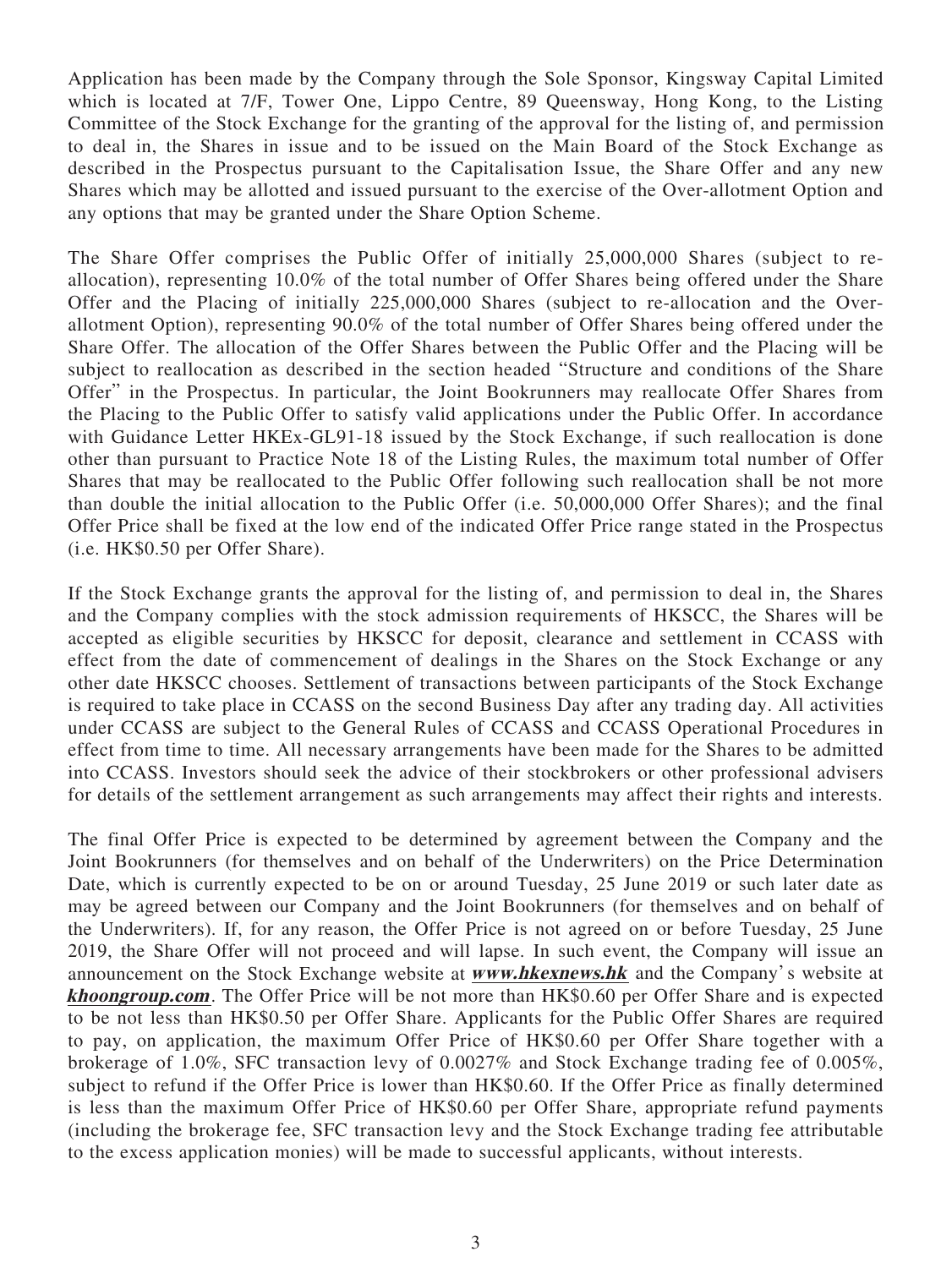Application has been made by the Company through the Sole Sponsor, Kingsway Capital Limited which is located at 7/F, Tower One, Lippo Centre, 89 Queensway, Hong Kong, to the Listing Committee of the Stock Exchange for the granting of the approval for the listing of, and permission to deal in, the Shares in issue and to be issued on the Main Board of the Stock Exchange as described in the Prospectus pursuant to the Capitalisation Issue, the Share Offer and any new Shares which may be allotted and issued pursuant to the exercise of the Over-allotment Option and any options that may be granted under the Share Option Scheme.

The Share Offer comprises the Public Offer of initially 25,000,000 Shares (subject to re-allocation), representing 10.0% of the total number of Offer Shares being offered under the Share Offer and the Placing of initially 225,000,000 Shares (subject to re-allocation and the Over-allotment Option), representing 90.0% of the total number of Offer Shares being offered under the Share Offer. The allocation of the Offer Shares between the Public Offer and the Placing will be subject to reallocation as described in the section headed "Structure and conditions of the Share Offer" in the Prospectus. In particular, the Joint Bookrunners may reallocate Offer Shares from the Placing to the Public Offer to satisfy valid applications under the Public Offer. In accordance with Guidance Letter HKEx-GL91-18 issued by the Stock Exchange, if such reallocation is done other than pursuant to Practice Note 18 of the Listing Rules, the maximum total number of Offer Shares that may be reallocated to the Public Offer following such reallocation shall be not more than double the initial allocation to the Public Offer (i.e. 50,000,000 Offer Shares); and the final Offer Price shall be fixed at the low end of the indicated Offer Price range stated in the Prospectus (i.e. HK$0.50 per Offer Share).

If the Stock Exchange grants the approval for the listing of, and permission to deal in, the Shares and the Company complies with the stock admission requirements of HKSCC, the Shares will be accepted as eligible securities by HKSCC for deposit, clearance and settlement in CCASS with effect from the date of commencement of dealings in the Shares on the Stock Exchange or any other date HKSCC chooses. Settlement of transactions between participants of the Stock Exchange is required to take place in CCASS on the second Business Day after any trading day. All activities under CCASS are subject to the General Rules of CCASS and CCASS Operational Procedures in effect from time to time. All necessary arrangements have been made for the Shares to be admitted into CCASS. Investors should seek the advice of their stockbrokers or other professional advisers for details of the settlement arrangement as such arrangements may affect their rights and interests.

The final Offer Price is expected to be determined by agreement between the Company and the Joint Bookrunners (for themselves and on behalf of the Underwriters) on the Price Determination Date, which is currently expected to be on or around Tuesday, 25 June 2019 or such later date as may be agreed between our Company and the Joint Bookrunners (for themselves and on behalf of the Underwriters). If, for any reason, the Offer Price is not agreed on or before Tuesday, 25 June 2019, the Share Offer will not proceed and will lapse. In such event, the Company will issue an announcement on the Stock Exchange website at ***www.hkexnews.hk*** and the Company's website at ***khoongroup.com***. The Offer Price will be not more than HK$0.60 per Offer Share and is expected to be not less than HK$0.50 per Offer Share. Applicants for the Public Offer Shares are required to pay, on application, the maximum Offer Price of HK$0.60 per Offer Share together with a brokerage of 1.0%, SFC transaction levy of 0.0027% and Stock Exchange trading fee of 0.005%, subject to refund if the Offer Price is lower than HK$0.60. If the Offer Price as finally determined is less than the maximum Offer Price of HK$0.60 per Offer Share, appropriate refund payments (including the brokerage fee, SFC transaction levy and the Stock Exchange trading fee attributable to the excess application monies) will be made to successful applicants, without interests.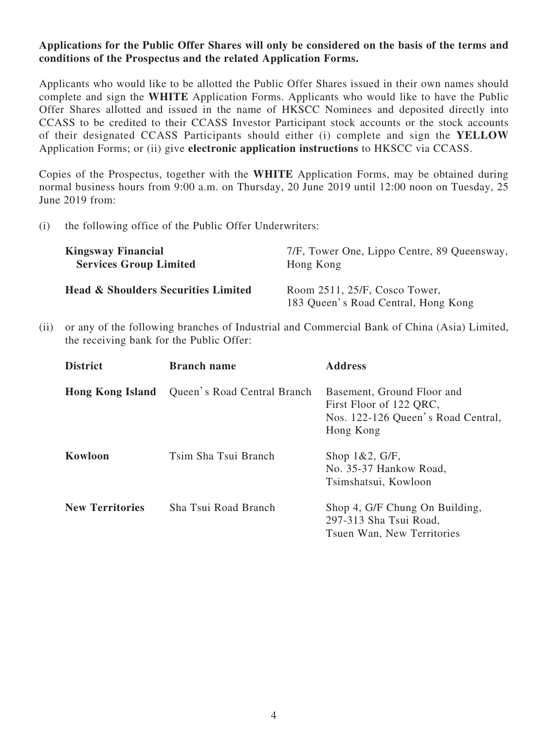**Applications for the Public Offer Shares will only be considered on the basis of the terms and conditions of the Prospectus and the related Application Forms.**

Applicants who would like to be allotted the Public Offer Shares issued in their own names should complete and sign the **WHITE** Application Forms. Applicants who would like to have the Public Offer Shares allotted and issued in the name of HKSCC Nominees and deposited directly into CCASS to be credited to their CCASS Investor Participant stock accounts or the stock accounts of their designated CCASS Participants should either (i) complete and sign the **YELLOW** Application Forms; or (ii) give **electronic application instructions** to HKSCC via CCASS.

Copies of the Prospectus, together with the **WHITE** Application Forms, may be obtained during normal business hours from 9:00 a.m. on Thursday, 20 June 2019 until 12:00 noon on Tuesday, 25 June 2019 from:

(i) the following office of the Public Offer Underwriters:

| | |
|---|---|
| **Kingsway Financial Services Group Limited** | 7/F, Tower One, Lippo Centre, 89 Queensway, Hong Kong |
| **Head & Shoulders Securities Limited** | Room 2511, 25/F, Cosco Tower, 183 Queen's Road Central, Hong Kong |

(ii) or any of the following branches of Industrial and Commercial Bank of China (Asia) Limited, the receiving bank for the Public Offer:

| District | Branch name | Address |
|---|---|---|
| **Hong Kong Island** | Queen's Road Central Branch | Basement, Ground Floor and First Floor of 122 QRC, Nos. 122-126 Queen's Road Central, Hong Kong |
| **Kowloon** | Tsim Sha Tsui Branch | Shop 1&2, G/F, No. 35-37 Hankow Road, Tsimshatsui, Kowloon |
| **New Territories** | Sha Tsui Road Branch | Shop 4, G/F Chung On Building, 297-313 Sha Tsui Road, Tsuen Wan, New Territories |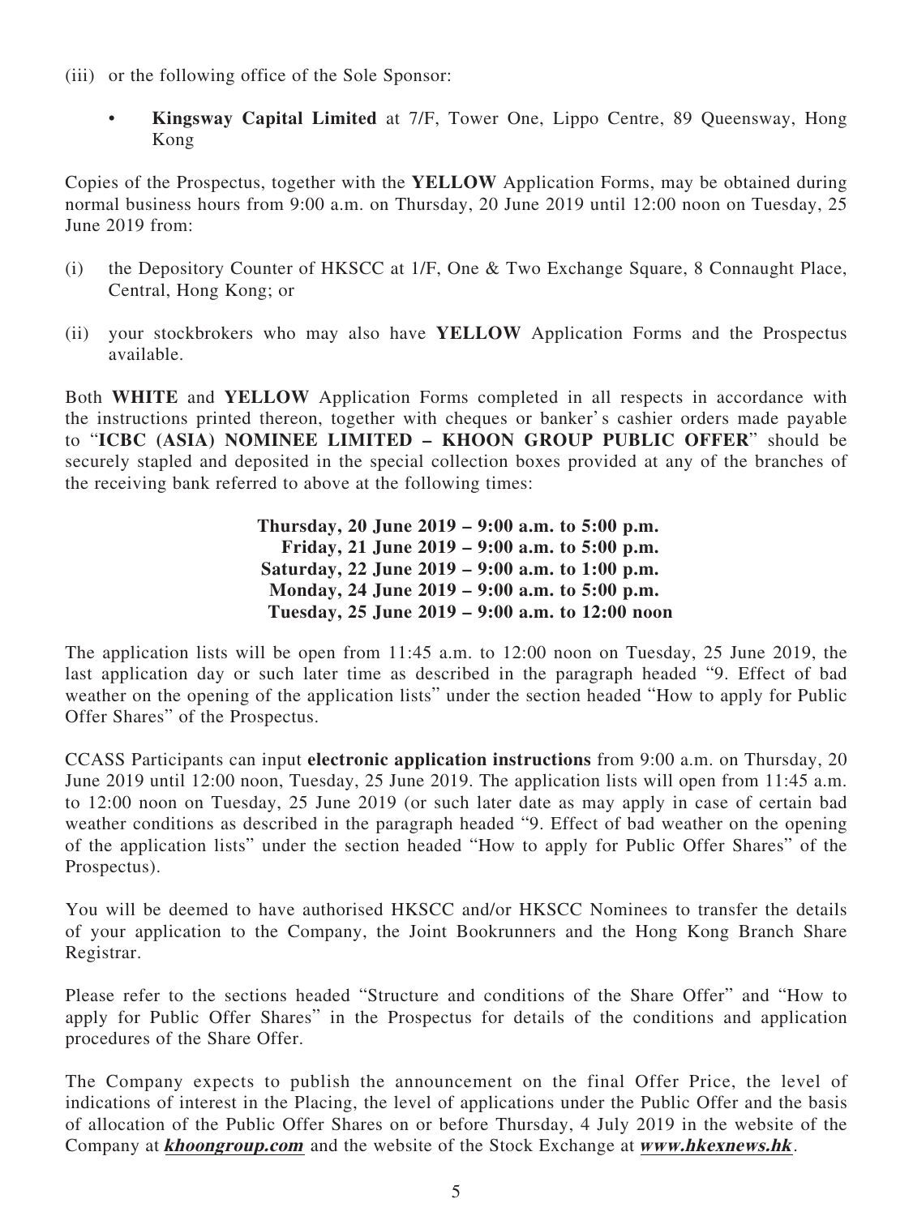(iii) or the following office of the Sole Sponsor:

- **Kingsway Capital Limited** at 7/F, Tower One, Lippo Centre, 89 Queensway, Hong Kong

Copies of the Prospectus, together with the **YELLOW** Application Forms, may be obtained during normal business hours from 9:00 a.m. on Thursday, 20 June 2019 until 12:00 noon on Tuesday, 25 June 2019 from:

(i) the Depository Counter of HKSCC at 1/F, One & Two Exchange Square, 8 Connaught Place, Central, Hong Kong; or

(ii) your stockbrokers who may also have **YELLOW** Application Forms and the Prospectus available.

Both **WHITE** and **YELLOW** Application Forms completed in all respects in accordance with the instructions printed thereon, together with cheques or banker's cashier orders made payable to "**ICBC (ASIA) NOMINEE LIMITED – KHOON GROUP PUBLIC OFFER**" should be securely stapled and deposited in the special collection boxes provided at any of the branches of the receiving bank referred to above at the following times:

**Thursday, 20 June 2019 – 9:00 a.m. to 5:00 p.m.**
**Friday, 21 June 2019 – 9:00 a.m. to 5:00 p.m.**
**Saturday, 22 June 2019 – 9:00 a.m. to 1:00 p.m.**
**Monday, 24 June 2019 – 9:00 a.m. to 5:00 p.m.**
**Tuesday, 25 June 2019 – 9:00 a.m. to 12:00 noon**

The application lists will be open from 11:45 a.m. to 12:00 noon on Tuesday, 25 June 2019, the last application day or such later time as described in the paragraph headed "9. Effect of bad weather on the opening of the application lists" under the section headed "How to apply for Public Offer Shares" of the Prospectus.

CCASS Participants can input **electronic application instructions** from 9:00 a.m. on Thursday, 20 June 2019 until 12:00 noon, Tuesday, 25 June 2019. The application lists will open from 11:45 a.m. to 12:00 noon on Tuesday, 25 June 2019 (or such later date as may apply in case of certain bad weather conditions as described in the paragraph headed "9. Effect of bad weather on the opening of the application lists" under the section headed "How to apply for Public Offer Shares" of the Prospectus).

You will be deemed to have authorised HKSCC and/or HKSCC Nominees to transfer the details of your application to the Company, the Joint Bookrunners and the Hong Kong Branch Share Registrar.

Please refer to the sections headed "Structure and conditions of the Share Offer" and "How to apply for Public Offer Shares" in the Prospectus for details of the conditions and application procedures of the Share Offer.

The Company expects to publish the announcement on the final Offer Price, the level of indications of interest in the Placing, the level of applications under the Public Offer and the basis of allocation of the Public Offer Shares on or before Thursday, 4 July 2019 in the website of the Company at ***khoongroup.com*** and the website of the Stock Exchange at ***www.hkexnews.hk***.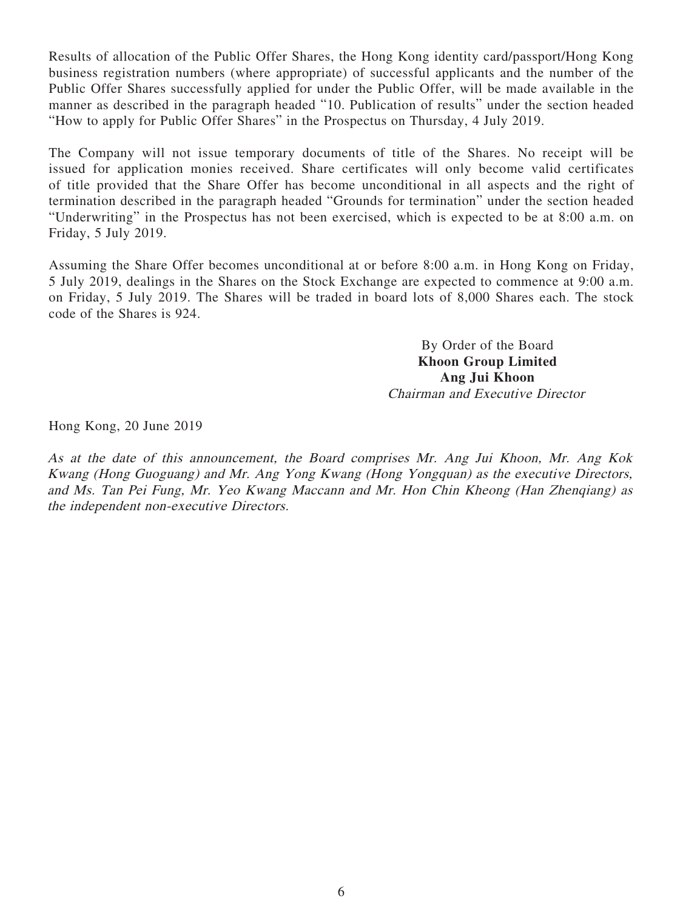Results of allocation of the Public Offer Shares, the Hong Kong identity card/passport/Hong Kong business registration numbers (where appropriate) of successful applicants and the number of the Public Offer Shares successfully applied for under the Public Offer, will be made available in the manner as described in the paragraph headed "10. Publication of results" under the section headed "How to apply for Public Offer Shares" in the Prospectus on Thursday, 4 July 2019.

The Company will not issue temporary documents of title of the Shares. No receipt will be issued for application monies received. Share certificates will only become valid certificates of title provided that the Share Offer has become unconditional in all aspects and the right of termination described in the paragraph headed "Grounds for termination" under the section headed "Underwriting" in the Prospectus has not been exercised, which is expected to be at 8:00 a.m. on Friday, 5 July 2019.

Assuming the Share Offer becomes unconditional at or before 8:00 a.m. in Hong Kong on Friday, 5 July 2019, dealings in the Shares on the Stock Exchange are expected to commence at 9:00 a.m. on Friday, 5 July 2019. The Shares will be traded in board lots of 8,000 Shares each. The stock code of the Shares is 924.

By Order of the Board
**Khoon Group Limited**
**Ang Jui Khoon**
*Chairman and Executive Director*

Hong Kong, 20 June 2019

*As at the date of this announcement, the Board comprises Mr. Ang Jui Khoon, Mr. Ang Kok Kwang (Hong Guoguang) and Mr. Ang Yong Kwang (Hong Yongquan) as the executive Directors, and Ms. Tan Pei Fung, Mr. Yeo Kwang Maccann and Mr. Hon Chin Kheong (Han Zhenqiang) as the independent non-executive Directors.*